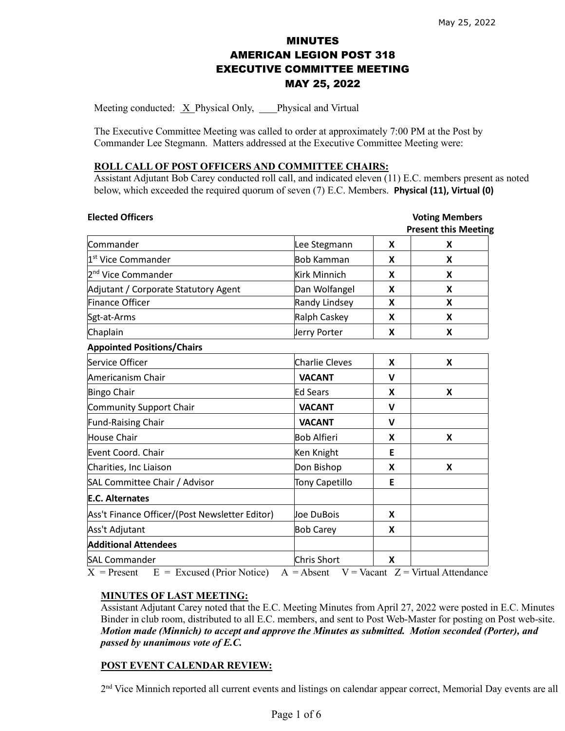May 25, 2022

# MINUTES
# AMERICAN LEGION POST 318
# EXECUTIVE COMMITTEE MEETING
# MAY 25, 2022

Meeting conducted: X Physical Only, ___ Physical and Virtual

The Executive Committee Meeting was called to order at approximately 7:00 PM at the Post by Commander Lee Stegmann. Matters addressed at the Executive Committee Meeting were:

## ROLL CALL OF POST OFFICERS AND COMMITTEE CHAIRS:

Assistant Adjutant Bob Carey conducted roll call, and indicated eleven (11) E.C. members present as noted below, which exceeded the required quorum of seven (7) E.C. Members. **Physical (11), Virtual (0)**

| **Elected Officers** | | | **Voting Members Present this Meeting** |
|---|---|---|---|
| Commander | Lee Stegmann | **X** | **X** |
| 1st Vice Commander | Bob Kamman | **X** | **X** |
| 2nd Vice Commander | Kirk Minnich | **X** | **X** |
| Adjutant / Corporate Statutory Agent | Dan Wolfangel | **X** | **X** |
| Finance Officer | Randy Lindsey | **X** | **X** |
| Sgt-at-Arms | Ralph Caskey | **X** | **X** |
| Chaplain | Jerry Porter | **X** | **X** |
| **Appointed Positions/Chairs** | | | |
| Service Officer | Charlie Cleves | **X** | **X** |
| Americanism Chair | **VACANT** | **V** | |
| Bingo Chair | Ed Sears | **X** | **X** |
| Community Support Chair | **VACANT** | **V** | |
| Fund-Raising Chair | **VACANT** | **V** | |
| House Chair | Bob Alfieri | **X** | **X** |
| Event Coord. Chair | Ken Knight | **E** | |
| Charities, Inc Liaison | Don Bishop | **X** | **X** |
| SAL Committee Chair / Advisor | Tony Capetillo | **E** | |
| **E.C. Alternates** | | | |
| Ass't Finance Officer/(Post Newsletter Editor) | Joe DuBois | **X** | |
| Ass't Adjutant | Bob Carey | **X** | |
| **Additional Attendees** | | | |
| SAL Commander | Chris Short | **X** | |

X = Present E = Excused (Prior Notice) A = Absent V = Vacant Z = Virtual Attendance

## MINUTES OF LAST MEETING:

Assistant Adjutant Carey noted that the E.C. Meeting Minutes from April 27, 2022 were posted in E.C. Minutes Binder in club room, distributed to all E.C. members, and sent to Post Web-Master for posting on Post web-site. ***Motion made (Minnich) to accept and approve the Minutes as submitted. Motion seconded (Porter), and passed by unanimous vote of E.C.***

## POST EVENT CALENDAR REVIEW:

2nd Vice Minnich reported all current events and listings on calendar appear correct, Memorial Day events are all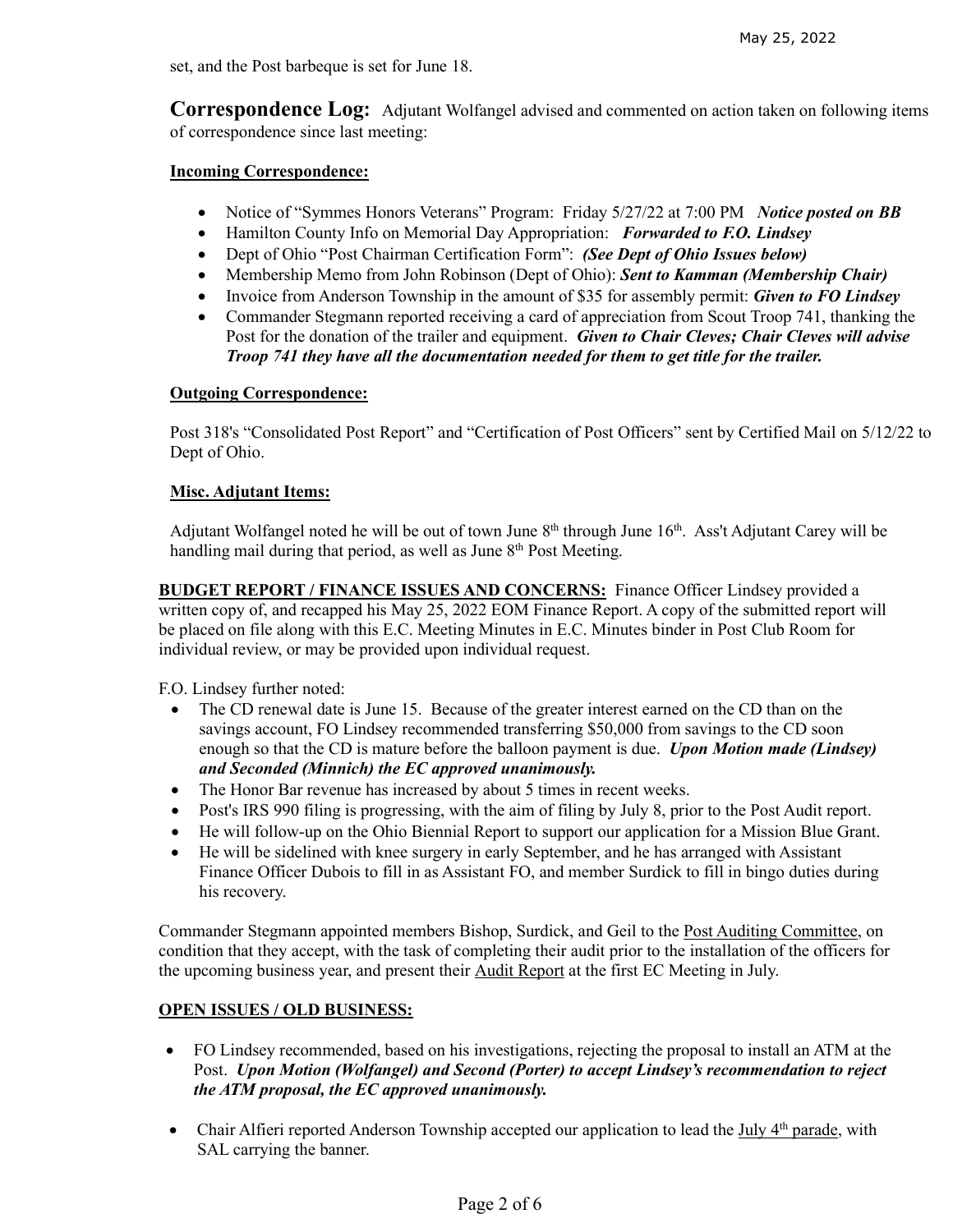set, and the Post barbeque is set for June 18.

**Correspondence Log:** Adjutant Wolfangel advised and commented on action taken on following items of correspondence since last meeting:

**Incoming Correspondence:**

- Notice of "Symmes Honors Veterans" Program: Friday 5/27/22 at 7:00 PM ***Notice posted on BB***
- Hamilton County Info on Memorial Day Appropriation: ***Forwarded to F.O. Lindsey***
- Dept of Ohio "Post Chairman Certification Form": ***(See Dept of Ohio Issues below)***
- Membership Memo from John Robinson (Dept of Ohio): ***Sent to Kamman (Membership Chair)***
- Invoice from Anderson Township in the amount of $35 for assembly permit: ***Given to FO Lindsey***
- Commander Stegmann reported receiving a card of appreciation from Scout Troop 741, thanking the Post for the donation of the trailer and equipment. ***Given to Chair Cleves; Chair Cleves will advise Troop 741 they have all the documentation needed for them to get title for the trailer.***

**Outgoing Correspondence:**

Post 318's "Consolidated Post Report" and "Certification of Post Officers" sent by Certified Mail on 5/12/22 to Dept of Ohio.

**Misc. Adjutant Items:**

Adjutant Wolfangel noted he will be out of town June 8th through June 16th. Ass't Adjutant Carey will be handling mail during that period, as well as June 8th Post Meeting.

**BUDGET REPORT / FINANCE ISSUES AND CONCERNS:** Finance Officer Lindsey provided a written copy of, and recapped his May 25, 2022 EOM Finance Report. A copy of the submitted report will be placed on file along with this E.C. Meeting Minutes in E.C. Minutes binder in Post Club Room for individual review, or may be provided upon individual request.

F.O. Lindsey further noted:

- The CD renewal date is June 15. Because of the greater interest earned on the CD than on the savings account, FO Lindsey recommended transferring $50,000 from savings to the CD soon enough so that the CD is mature before the balloon payment is due. ***Upon Motion made (Lindsey) and Seconded (Minnich) the EC approved unanimously.***
- The Honor Bar revenue has increased by about 5 times in recent weeks.
- Post's IRS 990 filing is progressing, with the aim of filing by July 8, prior to the Post Audit report.
- He will follow-up on the Ohio Biennial Report to support our application for a Mission Blue Grant.
- He will be sidelined with knee surgery in early September, and he has arranged with Assistant Finance Officer Dubois to fill in as Assistant FO, and member Surdick to fill in bingo duties during his recovery.

Commander Stegmann appointed members Bishop, Surdick, and Geil to the Post Auditing Committee, on condition that they accept, with the task of completing their audit prior to the installation of the officers for the upcoming business year, and present their Audit Report at the first EC Meeting in July.

**OPEN ISSUES / OLD BUSINESS:**

- FO Lindsey recommended, based on his investigations, rejecting the proposal to install an ATM at the Post. ***Upon Motion (Wolfangel) and Second (Porter) to accept Lindsey's recommendation to reject the ATM proposal, the EC approved unanimously.***
- Chair Alfieri reported Anderson Township accepted our application to lead the July 4th parade, with SAL carrying the banner.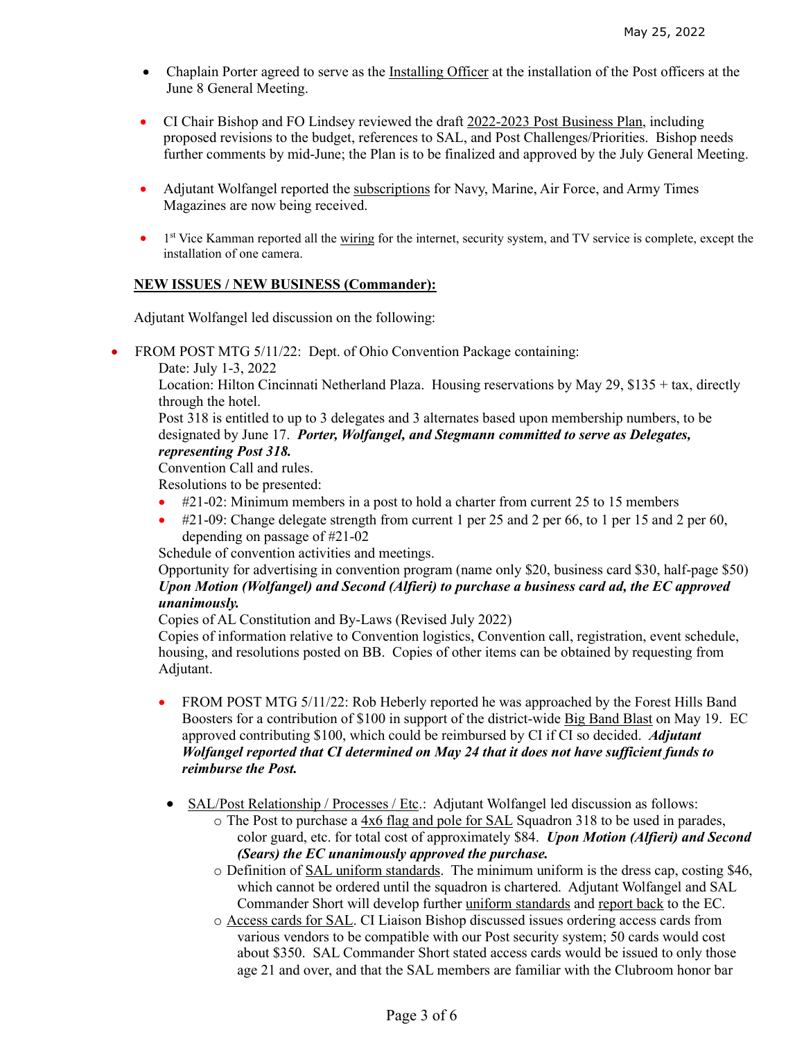- Chaplain Porter agreed to serve as the Installing Officer at the installation of the Post officers at the June 8 General Meeting.

- CI Chair Bishop and FO Lindsey reviewed the draft 2022-2023 Post Business Plan, including proposed revisions to the budget, references to SAL, and Post Challenges/Priorities. Bishop needs further comments by mid-June; the Plan is to be finalized and approved by the July General Meeting.

- Adjutant Wolfangel reported the subscriptions for Navy, Marine, Air Force, and Army Times Magazines are now being received.

- 1st Vice Kamman reported all the wiring for the internet, security system, and TV service is complete, except the installation of one camera.

**NEW ISSUES / NEW BUSINESS (Commander):**

Adjutant Wolfangel led discussion on the following:

- FROM POST MTG 5/11/22: Dept. of Ohio Convention Package containing:
  Date: July 1-3, 2022
  Location: Hilton Cincinnati Netherland Plaza. Housing reservations by May 29, $135 + tax, directly through the hotel.
  Post 318 is entitled to up to 3 delegates and 3 alternates based upon membership numbers, to be designated by June 17. ***Porter, Wolfangel, and Stegmann committed to serve as Delegates, representing Post 318.***
  Convention Call and rules.
  Resolutions to be presented:
  - #21-02: Minimum members in a post to hold a charter from current 25 to 15 members
  - #21-09: Change delegate strength from current 1 per 25 and 2 per 66, to 1 per 15 and 2 per 60, depending on passage of #21-02

  Schedule of convention activities and meetings.
  Opportunity for advertising in convention program (name only $20, business card $30, half-page $50) ***Upon Motion (Wolfangel) and Second (Alfieri) to purchase a business card ad, the EC approved unanimously.***
  Copies of AL Constitution and By-Laws (Revised July 2022)
  Copies of information relative to Convention logistics, Convention call, registration, event schedule, housing, and resolutions posted on BB. Copies of other items can be obtained by requesting from Adjutant.

  - FROM POST MTG 5/11/22: Rob Heberly reported he was approached by the Forest Hills Band Boosters for a contribution of $100 in support of the district-wide Big Band Blast on May 19. EC approved contributing $100, which could be reimbursed by CI if CI so decided. ***Adjutant Wolfangel reported that CI determined on May 24 that it does not have sufficient funds to reimburse the Post.***

  - SAL/Post Relationship / Processes / Etc.: Adjutant Wolfangel led discussion as follows:
    - The Post to purchase a 4x6 flag and pole for SAL Squadron 318 to be used in parades, color guard, etc. for total cost of approximately $84. ***Upon Motion (Alfieri) and Second (Sears) the EC unanimously approved the purchase.***
    - Definition of SAL uniform standards. The minimum uniform is the dress cap, costing $46, which cannot be ordered until the squadron is chartered. Adjutant Wolfangel and SAL Commander Short will develop further uniform standards and report back to the EC.
    - Access cards for SAL. CI Liaison Bishop discussed issues ordering access cards from various vendors to be compatible with our Post security system; 50 cards would cost about $350. SAL Commander Short stated access cards would be issued to only those age 21 and over, and that the SAL members are familiar with the Clubroom honor bar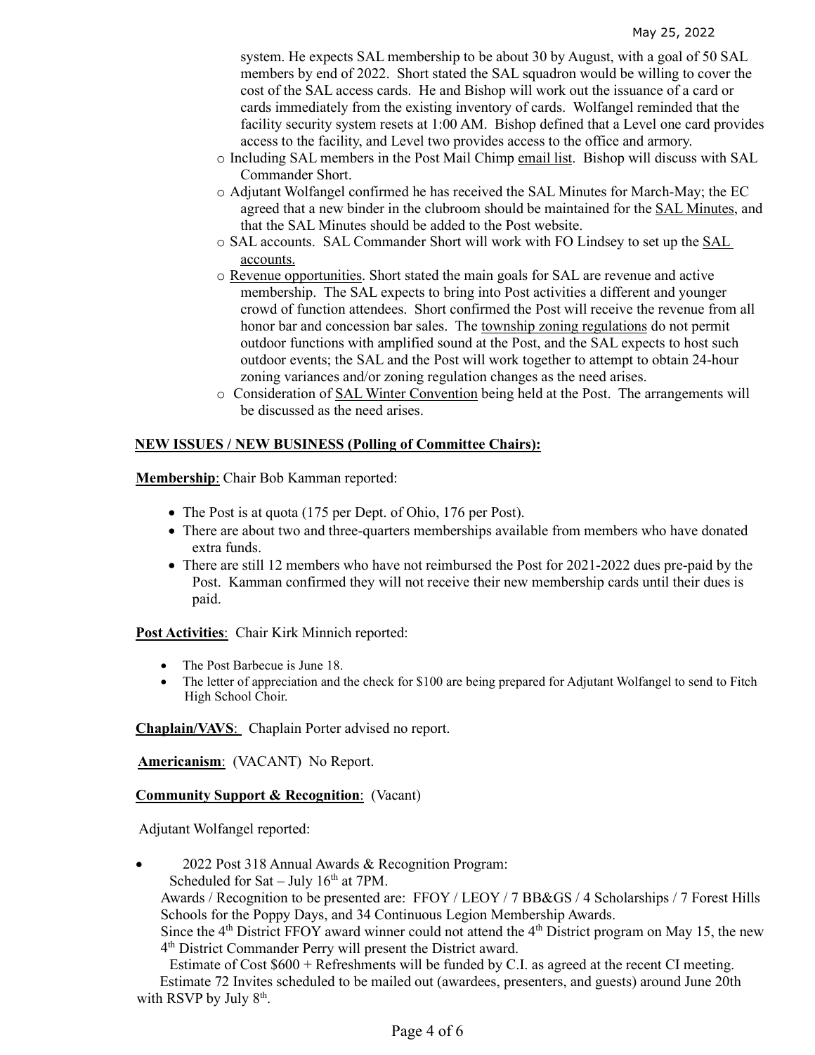system. He expects SAL membership to be about 30 by August, with a goal of 50 SAL members by end of 2022. Short stated the SAL squadron would be willing to cover the cost of the SAL access cards. He and Bishop will work out the issuance of a card or cards immediately from the existing inventory of cards. Wolfangel reminded that the facility security system resets at 1:00 AM. Bishop defined that a Level one card provides access to the facility, and Level two provides access to the office and armory.

- Including SAL members in the Post Mail Chimp email list. Bishop will discuss with SAL Commander Short.
- Adjutant Wolfangel confirmed he has received the SAL Minutes for March-May; the EC agreed that a new binder in the clubroom should be maintained for the SAL Minutes, and that the SAL Minutes should be added to the Post website.
- SAL accounts. SAL Commander Short will work with FO Lindsey to set up the SAL accounts.
- Revenue opportunities. Short stated the main goals for SAL are revenue and active membership. The SAL expects to bring into Post activities a different and younger crowd of function attendees. Short confirmed the Post will receive the revenue from all honor bar and concession bar sales. The township zoning regulations do not permit outdoor functions with amplified sound at the Post, and the SAL expects to host such outdoor events; the SAL and the Post will work together to attempt to obtain 24-hour zoning variances and/or zoning regulation changes as the need arises.
- Consideration of SAL Winter Convention being held at the Post. The arrangements will be discussed as the need arises.

**NEW ISSUES / NEW BUSINESS (Polling of Committee Chairs):**

**Membership**: Chair Bob Kamman reported:

- The Post is at quota (175 per Dept. of Ohio, 176 per Post).
- There are about two and three-quarters memberships available from members who have donated extra funds.
- There are still 12 members who have not reimbursed the Post for 2021-2022 dues pre-paid by the Post. Kamman confirmed they will not receive their new membership cards until their dues is paid.

**Post Activities**: Chair Kirk Minnich reported:

- The Post Barbecue is June 18.
- The letter of appreciation and the check for $100 are being prepared for Adjutant Wolfangel to send to Fitch High School Choir.

**Chaplain/VAVS**: Chaplain Porter advised no report.

**Americanism**: (VACANT) No Report.

**Community Support & Recognition**: (Vacant)

Adjutant Wolfangel reported:

- 2022 Post 318 Annual Awards & Recognition Program:
  Scheduled for Sat – July 16th at 7PM.
  Awards / Recognition to be presented are: FFOY / LEOY / 7 BB&GS / 4 Scholarships / 7 Forest Hills Schools for the Poppy Days, and 34 Continuous Legion Membership Awards.
  Since the 4th District FFOY award winner could not attend the 4th District program on May 15, the new 4th District Commander Perry will present the District award.
  Estimate of Cost $600 + Refreshments will be funded by C.I. as agreed at the recent CI meeting.
  Estimate 72 Invites scheduled to be mailed out (awardees, presenters, and guests) around June 20th with RSVP by July 8th.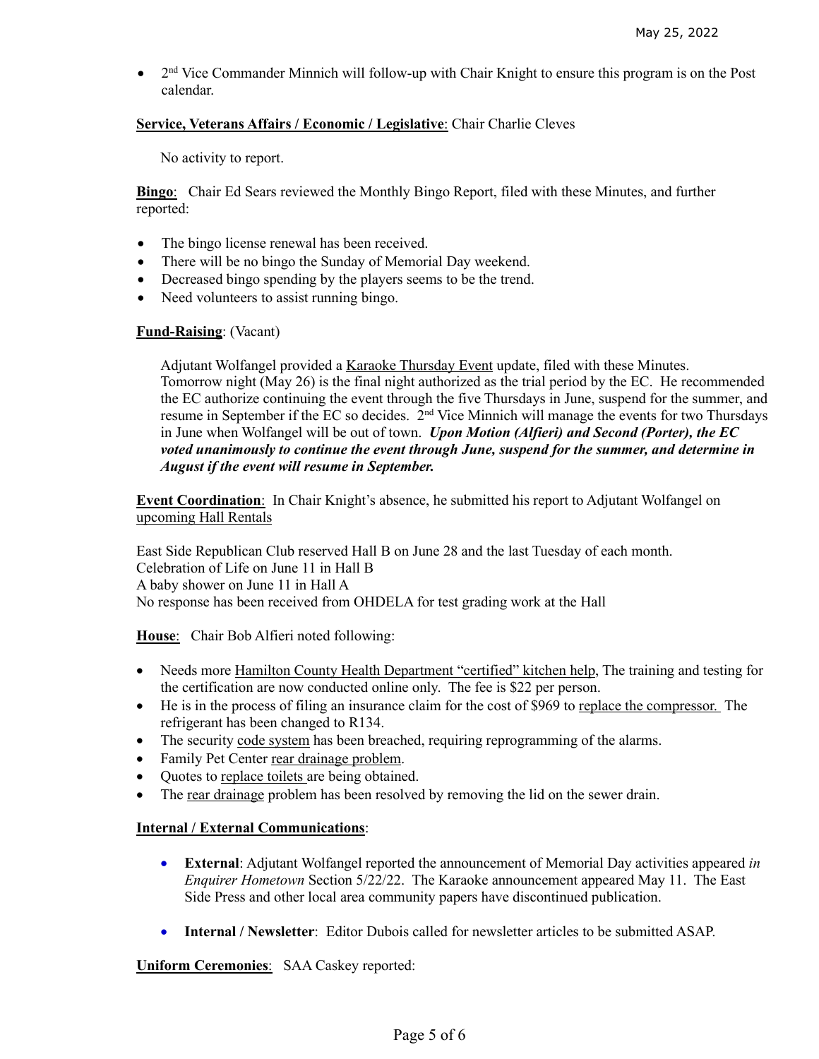- 2nd Vice Commander Minnich will follow-up with Chair Knight to ensure this program is on the Post calendar.

**Service, Veterans Affairs / Economic / Legislative**: Chair Charlie Cleves

No activity to report.

**Bingo**: Chair Ed Sears reviewed the Monthly Bingo Report, filed with these Minutes, and further reported:

- The bingo license renewal has been received.
- There will be no bingo the Sunday of Memorial Day weekend.
- Decreased bingo spending by the players seems to be the trend.
- Need volunteers to assist running bingo.

**Fund-Raising**: (Vacant)

Adjutant Wolfangel provided a Karaoke Thursday Event update, filed with these Minutes. Tomorrow night (May 26) is the final night authorized as the trial period by the EC. He recommended the EC authorize continuing the event through the five Thursdays in June, suspend for the summer, and resume in September if the EC so decides. 2nd Vice Minnich will manage the events for two Thursdays in June when Wolfangel will be out of town. ***Upon Motion (Alfieri) and Second (Porter), the EC voted unanimously to continue the event through June, suspend for the summer, and determine in August if the event will resume in September.***

**Event Coordination**: In Chair Knight's absence, he submitted his report to Adjutant Wolfangel on upcoming Hall Rentals

East Side Republican Club reserved Hall B on June 28 and the last Tuesday of each month.
Celebration of Life on June 11 in Hall B
A baby shower on June 11 in Hall A
No response has been received from OHDELA for test grading work at the Hall

**House**: Chair Bob Alfieri noted following:

- Needs more Hamilton County Health Department "certified" kitchen help, The training and testing for the certification are now conducted online only. The fee is $22 per person.
- He is in the process of filing an insurance claim for the cost of $969 to replace the compressor. The refrigerant has been changed to R134.
- The security code system has been breached, requiring reprogramming of the alarms.
- Family Pet Center rear drainage problem.
- Quotes to replace toilets are being obtained.
- The rear drainage problem has been resolved by removing the lid on the sewer drain.

**Internal / External Communications**:

- **External**: Adjutant Wolfangel reported the announcement of Memorial Day activities appeared *in Enquirer Hometown* Section 5/22/22. The Karaoke announcement appeared May 11. The East Side Press and other local area community papers have discontinued publication.

- **Internal / Newsletter**: Editor Dubois called for newsletter articles to be submitted ASAP.

**Uniform Ceremonies**: SAA Caskey reported: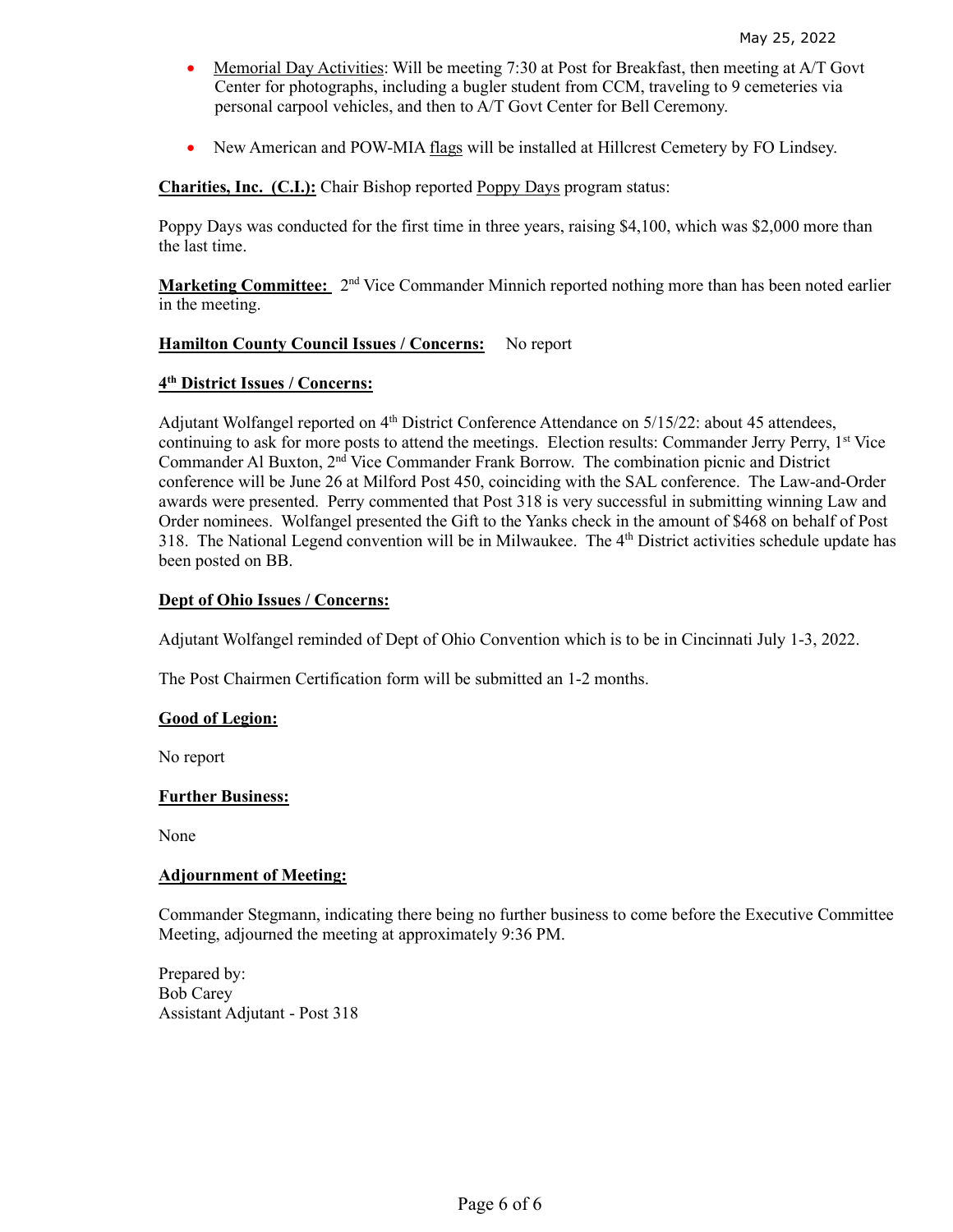- Memorial Day Activities: Will be meeting 7:30 at Post for Breakfast, then meeting at A/T Govt Center for photographs, including a bugler student from CCM, traveling to 9 cemeteries via personal carpool vehicles, and then to A/T Govt Center for Bell Ceremony.

- New American and POW-MIA flags will be installed at Hillcrest Cemetery by FO Lindsey.

**Charities, Inc. (C.I.):** Chair Bishop reported Poppy Days program status:

Poppy Days was conducted for the first time in three years, raising $4,100, which was $2,000 more than the last time.

**Marketing Committee:** 2nd Vice Commander Minnich reported nothing more than has been noted earlier in the meeting.

**Hamilton County Council Issues / Concerns:** No report

**4th District Issues / Concerns:**

Adjutant Wolfangel reported on 4th District Conference Attendance on 5/15/22: about 45 attendees, continuing to ask for more posts to attend the meetings. Election results: Commander Jerry Perry, 1st Vice Commander Al Buxton, 2nd Vice Commander Frank Borrow. The combination picnic and District conference will be June 26 at Milford Post 450, coinciding with the SAL conference. The Law-and-Order awards were presented. Perry commented that Post 318 is very successful in submitting winning Law and Order nominees. Wolfangel presented the Gift to the Yanks check in the amount of $468 on behalf of Post 318. The National Legend convention will be in Milwaukee. The 4th District activities schedule update has been posted on BB.

**Dept of Ohio Issues / Concerns:**

Adjutant Wolfangel reminded of Dept of Ohio Convention which is to be in Cincinnati July 1-3, 2022.

The Post Chairmen Certification form will be submitted an 1-2 months.

**Good of Legion:**

No report

**Further Business:**

None

**Adjournment of Meeting:**

Commander Stegmann, indicating there being no further business to come before the Executive Committee Meeting, adjourned the meeting at approximately 9:36 PM.

Prepared by:
Bob Carey
Assistant Adjutant - Post 318